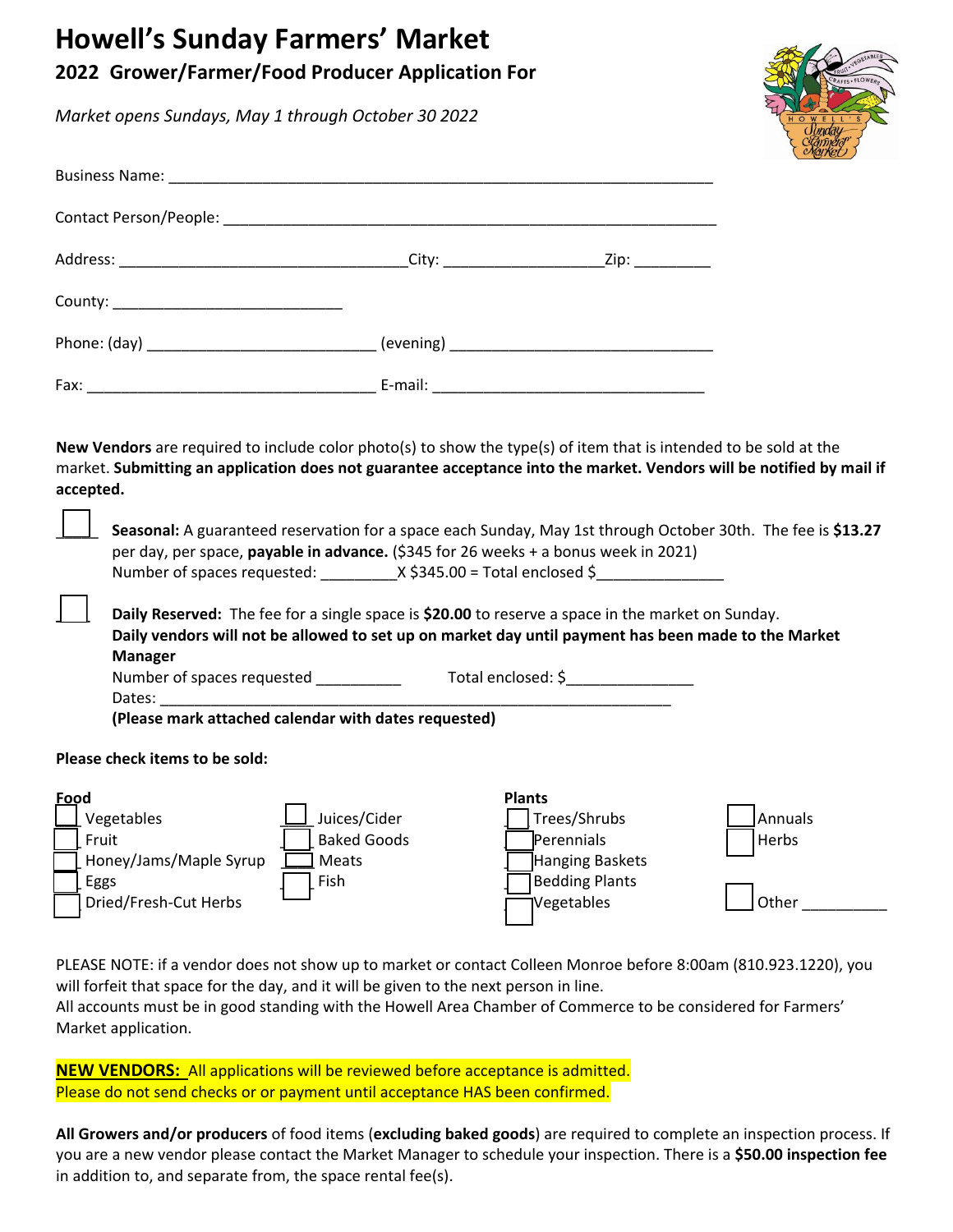# Howell's Sunday Farmers' Market

## 2022 Grower/Farmer/Food Producer Application For

*Market opens Sundays, May 1 through October 30 2022*

Business Name: ___________________________________________________________

Contact Person/People: ______________________________________________________

Address: _________________________________City: __________________Zip: _________

County: ___________________________

Phone: (day) ___________________________ (evening) ______________________________

Fax: __________________________________ E-mail: ________________________________

**New Vendors** are required to include color photo(s) to show the type(s) of item that is intended to be sold at the market. **Submitting an application does not guarantee acceptance into the market. Vendors will be notified by mail if accepted.**

☐ **Seasonal:** A guaranteed reservation for a space each Sunday, May 1st through October 30th. The fee is **$13.27** per day, per space, **payable in advance.** ($345 for 26 weeks + a bonus week in 2021)
Number of spaces requested: _________X $345.00 = Total enclosed $_______________

☐ **Daily Reserved:** The fee for a single space is **$20.00** to reserve a space in the market on Sunday. **Daily vendors will not be allowed to set up on market day until payment has been made to the Market Manager**
Number of spaces requested __________ Total enclosed: $_______________
Dates: ______________________________________________________________
**(Please mark attached calendar with dates requested)**

**Please check items to be sold:**

**Food**

- ☐ Vegetables
- ☐ Fruit
- ☐ Honey/Jams/Maple Syrup
- ☐ Eggs
- ☐ Dried/Fresh-Cut Herbs
- ☐ Juices/Cider
- ☐ Baked Goods
- ☐ Meats
- ☐ Fish

**Plants**

- ☐ Trees/Shrubs
- ☐ Perennials
- ☐ Hanging Baskets
- ☐ Bedding Plants
- ☐ Vegetables
- ☐ Annuals
- ☐ Herbs
- ☐ Other __________

PLEASE NOTE: if a vendor does not show up to market or contact Colleen Monroe before 8:00am (810.923.1220), you will forfeit that space for the day, and it will be given to the next person in line.
All accounts must be in good standing with the Howell Area Chamber of Commerce to be considered for Farmers' Market application.

**NEW VENDORS:** All applications will be reviewed before acceptance is admitted.
Please do not send checks or or payment until acceptance HAS been confirmed.

**All Growers and/or producers** of food items (**excluding baked goods**) are required to complete an inspection process. If you are a new vendor please contact the Market Manager to schedule your inspection. There is a **$50.00 inspection fee** in addition to, and separate from, the space rental fee(s).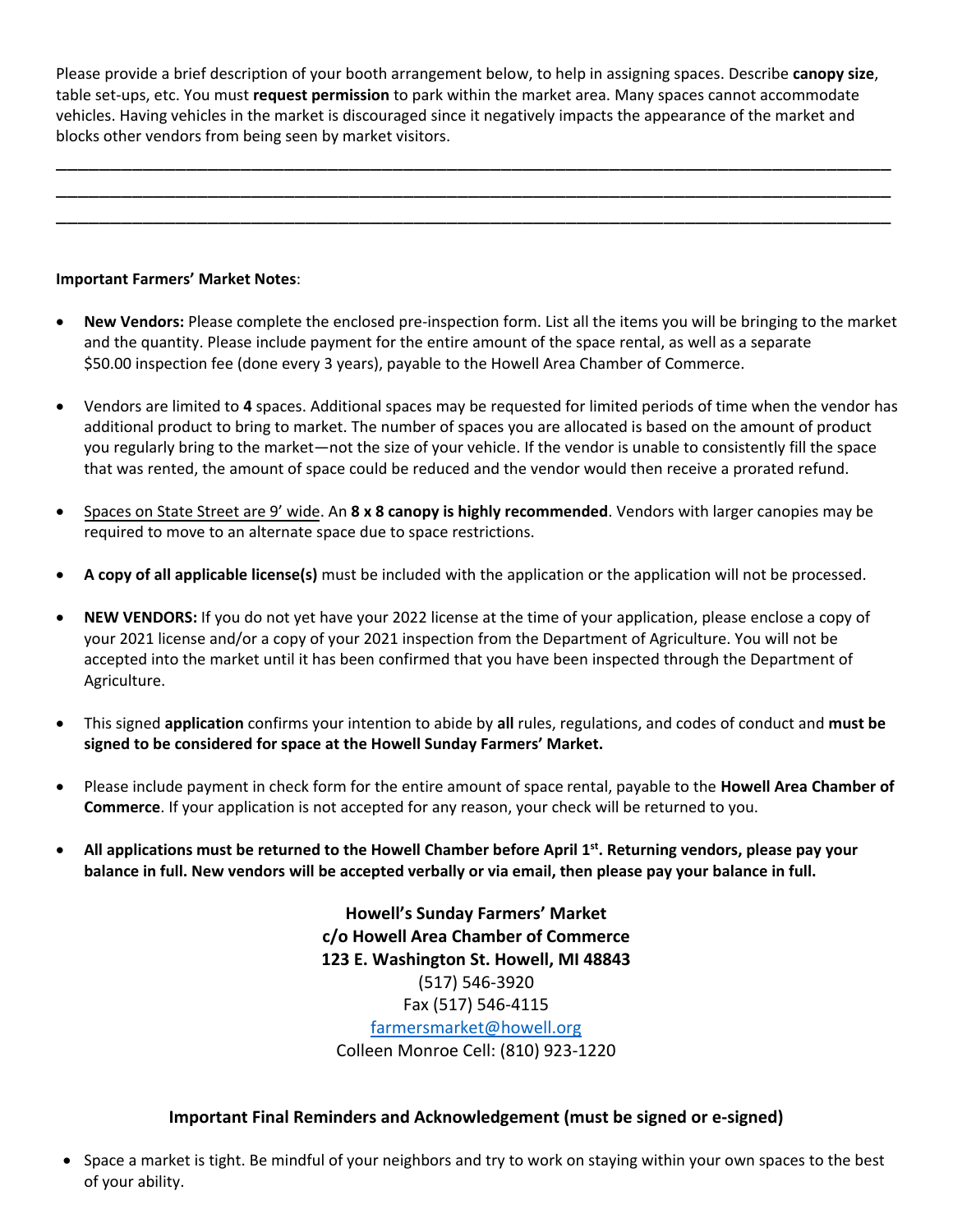Please provide a brief description of your booth arrangement below, to help in assigning spaces. Describe **canopy size**, table set-ups, etc. You must **request permission** to park within the market area. Many spaces cannot accommodate vehicles. Having vehicles in the market is discouraged since it negatively impacts the appearance of the market and blocks other vendors from being seen by market visitors.

\_\_\_\_\_\_\_\_\_\_\_\_\_\_\_\_\_\_\_\_\_\_\_\_\_\_\_\_\_\_\_\_\_\_\_\_\_\_\_\_\_\_\_\_\_\_\_\_\_\_\_\_\_\_\_\_\_\_\_\_\_\_\_\_\_\_\_\_\_\_\_\_\_\_\_\_\_\_

\_\_\_\_\_\_\_\_\_\_\_\_\_\_\_\_\_\_\_\_\_\_\_\_\_\_\_\_\_\_\_\_\_\_\_\_\_\_\_\_\_\_\_\_\_\_\_\_\_\_\_\_\_\_\_\_\_\_\_\_\_\_\_\_\_\_\_\_\_\_\_\_\_\_\_\_\_\_

\_\_\_\_\_\_\_\_\_\_\_\_\_\_\_\_\_\_\_\_\_\_\_\_\_\_\_\_\_\_\_\_\_\_\_\_\_\_\_\_\_\_\_\_\_\_\_\_\_\_\_\_\_\_\_\_\_\_\_\_\_\_\_\_\_\_\_\_\_\_\_\_\_\_\_\_\_\_

**Important Farmers' Market Notes**:

- **New Vendors:** Please complete the enclosed pre-inspection form. List all the items you will be bringing to the market and the quantity. Please include payment for the entire amount of the space rental, as well as a separate $50.00 inspection fee (done every 3 years), payable to the Howell Area Chamber of Commerce.
- Vendors are limited to **4** spaces. Additional spaces may be requested for limited periods of time when the vendor has additional product to bring to market. The number of spaces you are allocated is based on the amount of product you regularly bring to the market—not the size of your vehicle. If the vendor is unable to consistently fill the space that was rented, the amount of space could be reduced and the vendor would then receive a prorated refund.
- Spaces on State Street are 9' wide. An **8 x 8 canopy is highly recommended**. Vendors with larger canopies may be required to move to an alternate space due to space restrictions.
- **A copy of all applicable license(s)** must be included with the application or the application will not be processed.
- **NEW VENDORS:** If you do not yet have your 2022 license at the time of your application, please enclose a copy of your 2021 license and/or a copy of your 2021 inspection from the Department of Agriculture. You will not be accepted into the market until it has been confirmed that you have been inspected through the Department of Agriculture.
- This signed **application** confirms your intention to abide by **all** rules, regulations, and codes of conduct and **must be signed to be considered for space at the Howell Sunday Farmers' Market.**
- Please include payment in check form for the entire amount of space rental, payable to the **Howell Area Chamber of Commerce**. If your application is not accepted for any reason, your check will be returned to you.
- **All applications must be returned to the Howell Chamber before April 1st. Returning vendors, please pay your balance in full. New vendors will be accepted verbally or via email, then please pay your balance in full.**

**Howell's Sunday Farmers' Market**
**c/o Howell Area Chamber of Commerce**
**123 E. Washington St. Howell, MI 48843**
(517) 546-3920
Fax (517) 546-4115
farmersmarket@howell.org
Colleen Monroe Cell: (810) 923-1220

### Important Final Reminders and Acknowledgement (must be signed or e-signed)

- Space a market is tight. Be mindful of your neighbors and try to work on staying within your own spaces to the best of your ability.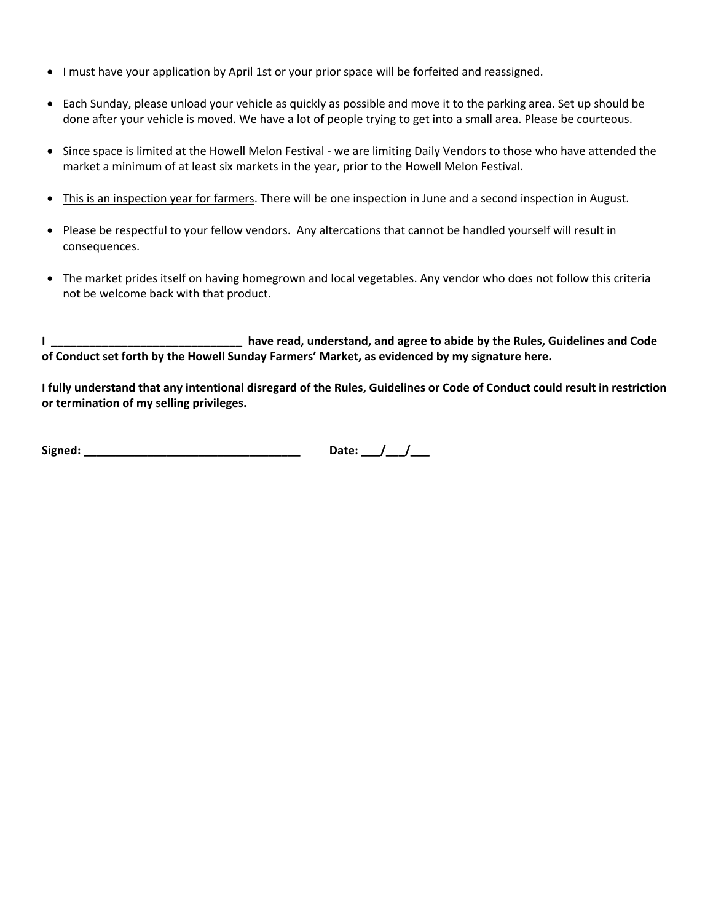- I must have your application by April 1st or your prior space will be forfeited and reassigned.

- Each Sunday, please unload your vehicle as quickly as possible and move it to the parking area. Set up should be done after your vehicle is moved. We have a lot of people trying to get into a small area. Please be courteous.

- Since space is limited at the Howell Melon Festival - we are limiting Daily Vendors to those who have attended the market a minimum of at least six markets in the year, prior to the Howell Melon Festival.

- <u>This is an inspection year for farmers</u>. There will be one inspection in June and a second inspection in August.

- Please be respectful to your fellow vendors. Any altercations that cannot be handled yourself will result in consequences.

- The market prides itself on having homegrown and local vegetables. Any vendor who does not follow this criteria not be welcome back with that product.

**I ______________________________ have read, understand, and agree to abide by the Rules, Guidelines and Code of Conduct set forth by the Howell Sunday Farmers' Market, as evidenced by my signature here.**

**I fully understand that any intentional disregard of the Rules, Guidelines or Code of Conduct could result in restriction or termination of my selling privileges.**

**Signed: _________________________________ Date: ___/___/___**